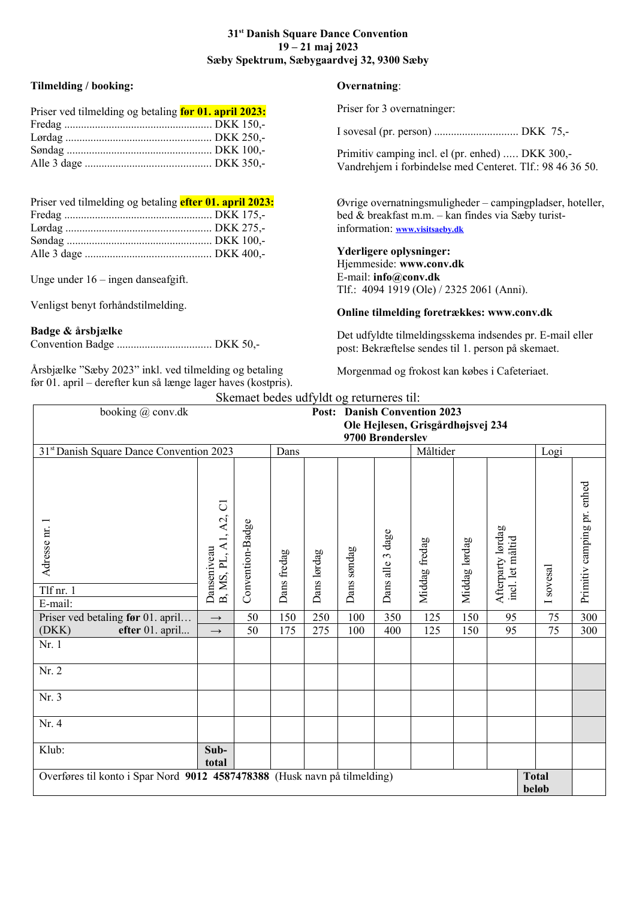**31[st] Danish Square Dance Convention**
**19 – 21 maj 2023**
**Sæby Spektrum, Sæbygaardvej 32, 9300 Sæby**

**Tilmelding / booking:**

Priser ved tilmelding og betaling **før 01. april 2023:**
Fredag .................................................... DKK 150,-
Lørdag .................................................... DKK 250,-
Søndag .................................................... DKK 100,-
Alle 3 dage ............................................. DKK 350,-

Priser ved tilmelding og betaling **efter 01. april 2023:**
Fredag .................................................... DKK 175,-
Lørdag .................................................... DKK 275,-
Søndag .................................................... DKK 100,-
Alle 3 dage ............................................. DKK 400,-

Unge under 16 – ingen danseafgift.

Venligst benyt forhåndstilmelding.

**Badge & årsbjælke**
Convention Badge .................................. DKK 50,-

Årsbjælke "Sæby 2023" inkl. ved tilmelding og betaling før 01. april – derefter kun så længe lager haves (kostpris).

**Overnatning**:

Priser for 3 overnatninger:

I sovesal (pr. person) .............................. DKK 75,-

Primitiv camping incl. el (pr. enhed) ..... DKK 300,-
Vandrehjem i forbindelse med Centeret. Tlf.: 98 46 36 50.

Øvrige overnatningsmuligheder – campingpladser, hoteller, bed & breakfast m.m. – kan findes via Sæby turist-information: **www.visitsaeby.dk**

**Yderligere oplysninger:**
Hjemmeside: **www.conv.dk**
E-mail: **info@conv.dk**
Tlf.: 4094 1919 (Ole) / 2325 2061 (Anni).

**Online tilmelding foretrækkes: www.conv.dk**

Det udfyldte tilmeldingsskema indsendes pr. E-mail eller post: Bekræftelse sendes til 1. person på skemaet.

Morgenmad og frokost kan købes i Cafeteriaet.

Skemaet bedes udfyldt og returneres til:

booking @ conv.dk

**Post: Danish Convention 2023**
**Ole Hejlesen, Grisgårdhøjsvej 234**
**9700 Brønderslev**

| 31[st] Danish Square Dance Convention 2023 | | | Dans | | | | Måltider | | | Logi | |
|---|---|---|---|---|---|---|---|---|---|---|---|
| Adresse nr. 1<br>Tlf nr. 1<br>E-mail: | Danseniveau B, MS, PL, A1, A2, C1 | Convention-Badge | Dans fredag | Dans lørdag | Dans søndag | Dans alle 3 dage | Middag fredag | Middag lørdag | Afterparty lørdag incl. let måltid | I sovesal | Primitiv camping pr. enhed |
| Priser ved betaling **før** 01. april… | → | 50 | 150 | 250 | 100 | 350 | 125 | 150 | 95 | 75 | 300 |
| (DKK) **efter** 01. april... | → | 50 | 175 | 275 | 100 | 400 | 125 | 150 | 95 | 75 | 300 |
| Nr. 1 | | | | | | | | | | | |
| Nr. 2 | | | | | | | | | | | |
| Nr. 3 | | | | | | | | | | | |
| Nr. 4 | | | | | | | | | | | |
| Klub: | **Sub-total** | | | | | | | | | | |
| Overføres til konto i Spar Nord **9012 4587478388** (Husk navn på tilmelding) | | | | | | | | | | **Total beløb** | |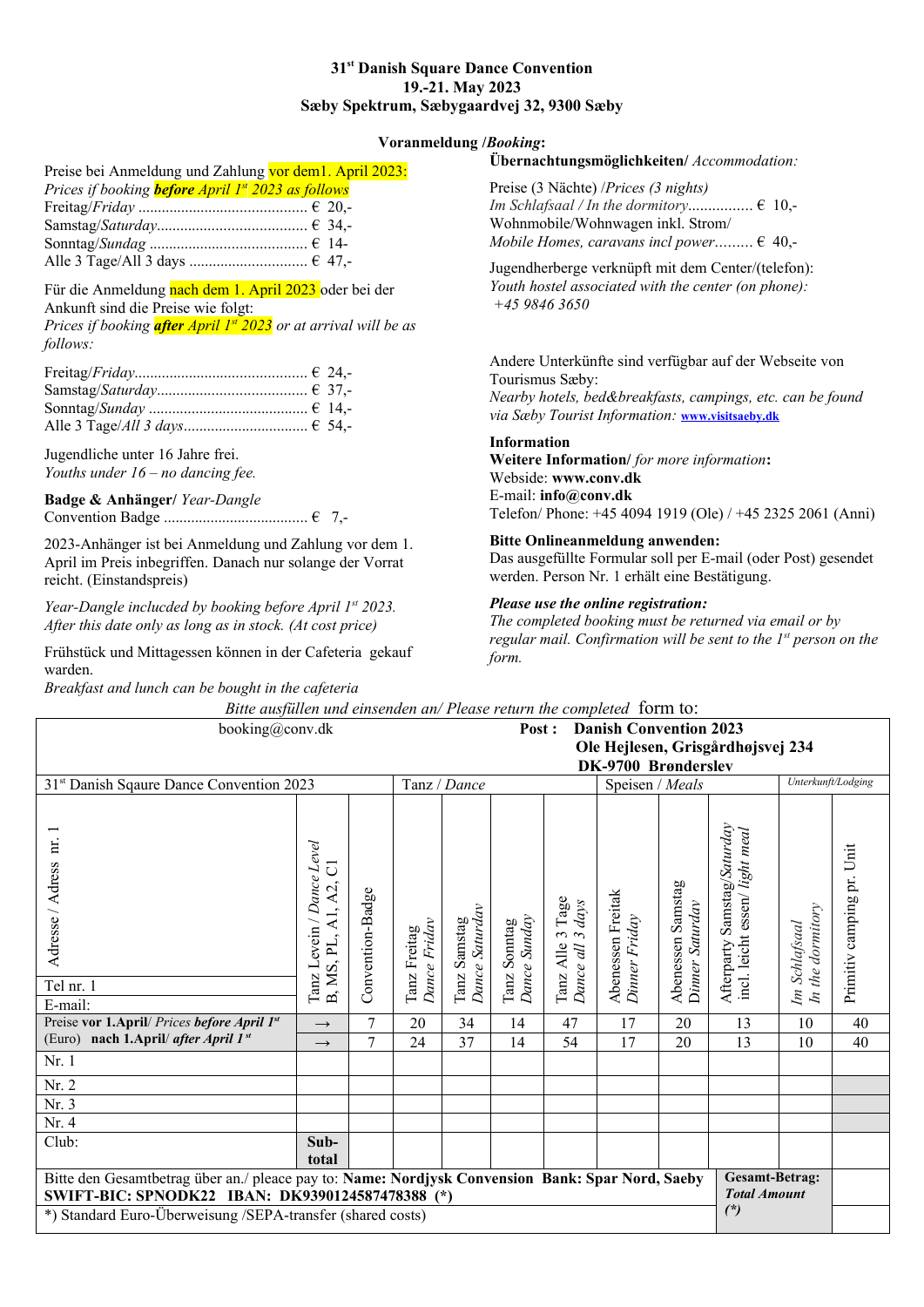**31[st] Danish Square Dance Convention**
**19.-21. May 2023**
**Sæby Spektrum, Sæbygaardvej 32, 9300 Sæby**

**Voranmeldung /*Booking*:**

Preise bei Anmeldung und Zahlung vor dem1. April 2023:
*Prices if booking **before** April 1[st] 2023 as follows*

Freitag/*Friday* .......................................... € 20,-
Samstag/*Saturday*...................................... € 34,-
Sonntag/*Sundag* ........................................ € 14-
Alle 3 Tage/All 3 days .............................. € 47,-

Für die Anmeldung nach dem 1. April 2023 oder bei der Ankunft sind die Preise wie folgt:
*Prices if booking **after** April 1[st] 2023 or at arrival will be as follows:*

Freitag/*Friday*............................................ € 24,-
Samstag/*Saturday*...................................... € 37,-
Sonntag/*Sunday* ......................................... € 14,-
Alle 3 Tage/*All 3 days*................................ € 54,-

Jugendliche unter 16 Jahre frei.
*Youths under 16 – no dancing fee.*

**Badge & Anhänger/** *Year-Dangle*
Convention Badge ..................................... € 7,-

2023-Anhänger ist bei Anmeldung und Zahlung vor dem 1. April im Preis inbegriffen. Danach nur solange der Vorrat reicht. (Einstandspreis)

*Year-Dangle inclucded by booking before April 1[st] 2023. After this date only as long as in stock. (At cost price)*

Frühstück und Mittagessen können in der Cafeteria gekauf warden.
*Breakfast and lunch can be bought in the cafeteria*

**Übernachtungsmöglichkeiten/** *Accommodation:*

Preise (3 Nächte) /*Prices (3 nights)*
*Im Schlafsaal / In the dormitory*................ € 10,-
Wohnmobile/Wohnwagen inkl. Strom/
*Mobile Homes, caravans incl power*......... € 40,-

Jugendherberge verknüpft mit dem Center/(telefon):
*Youth hostel associated with the center (on phone): +45 9846 3650*

Andere Unterkünfte sind verfügbar auf der Webseite von Tourismus Sæby:
*Nearby hotels, bed&breakfasts, campings, etc. can be found via Sæby Tourist Information:* **www.visitsaeby.dk**

**Information**
**Weitere Information/** *for more information***:**
Webside: **www.conv.dk**
E-mail: **info@conv.dk**
Telefon/ Phone: +45 4094 1919 (Ole) / +45 2325 2061 (Anni)

**Bitte Onlineanmeldung anwenden:**
Das ausgefüllte Formular soll per E-mail (oder Post) gesendet werden. Person Nr. 1 erhält eine Bestätigung.

***Please use the online registration:***
*The completed booking must be returned via email or by regular mail. Confirmation will be sent to the 1[st] person on the form.*

*Bitte ausfüllen und einsenden an/ Please return the completed* form to:

booking@conv.dk

**Post : Danish Convention 2023**
**Ole Hejlesen, Grisgårdhøjsvej 234**
**DK-9700 Brønderslev**

| 31[st] Danish Sqaure Dance Convention 2023 | | | Tanz / *Dance* | | | | Speisen / *Meals* | | | *Unterkunft/Lodging* | |
|---|---|---|---|---|---|---|---|---|---|---|---|
| Adresse / Adress nr. 1<br>Tel nr. 1<br>E-mail: | Tanz Levein / *Dance Level* B, MS, PL, A1, A2, C1 | Convention-Badge | Tanz Freitag *Dance Friday* | Tanz Samstag *Dance Saturday* | Tanz Sonntag *Dance Sunday* | Tanz Alle 3 Tage *Dance all 3 days* | Abenessen Freitak *Dinner Friday* | Abenessen Samstag *Dinner Saturday* | Afterparty Samstag/*Saturday* incl. leicht essen/ *light meal* | *Im Schlafsaal In the dormitory* | Primitiv camping pr. Unit |
| Preise **vor 1.April**/ *Prices before April 1[st]* (Euro) | → | 7 | 20 | 34 | 14 | 47 | 17 | 20 | 13 | 10 | 40 |
| **nach 1.April**/ ***after April 1[st]*** | → | 7 | 24 | 37 | 14 | 54 | 17 | 20 | 13 | 10 | 40 |
| Nr. 1 | | | | | | | | | | | |
| Nr. 2 | | | | | | | | | | | |
| Nr. 3 | | | | | | | | | | | |
| Nr. 4 | | | | | | | | | | | |
| Club: | **Sub-total** | | | | | | | | | | |

Bitte den Gesamtbetrag über an./ please pay to: **Name: Nordjysk Convension Bank: Spar Nord, Saeby SWIFT-BIC: SPNODK22 IBAN: DK9390124587478388 (\*)**

**Gesamt-Betrag:** ***Total Amount (\*)***

\*) Standard Euro-Überweisung /SEPA-transfer (shared costs)